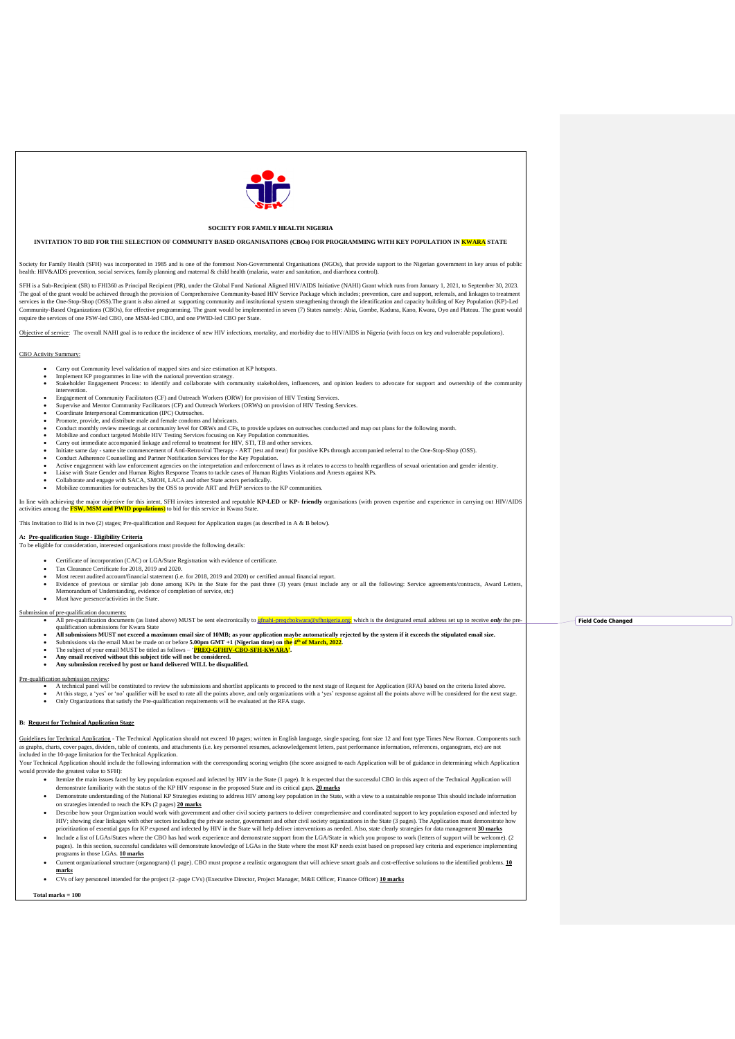**SOCIETY FOR FAMILY HEALTH NIGERIA**

**INVITATION TO BID FOR THE SELECTION OF COMMUNITY BASED ORGANISATIONS (CBOs) FOR PROGRAMMING WITH KEY POPULATION IN KWARA STATE**

Society for Family Health (SFH) was incorporated in 1985 and is one of the foremost Non-Governmental Organisations (NGOs), that provide support to the Nigerian government in key areas of public health: HIV&AIDS prevention, social services, family planning and maternal & child health (malaria, water and sanitation, and diarrhoea control).

SFH is a Sub-Recipient (SR) to FHI360 as Principal Recipient (PR), under the Global Fund National Aligned HIV/AIDS Initiative (NAHI) Grant which runs from January 1, 2021, to September 30, 2023. The goal of the grant would be achieved through the provision of Comprehensive Community-based HIV Service Package which includes; prevention, care and support, referrals, and linkages to treatment services in the One-Stop-Shop (OSS).The grant is also aimed at supporting community and institutional system strengthening through the identification and capacity building of Key Population (KP)-Led Community-Based Organizations (CBOs), for effective programming. The grant would be implemented in seven (7) States namely: Abia, Gombe, Kaduna, Kano, Kwara, Oyo and Plateau. The grant would require the services of one FSW-led CBO, one MSM-led CBO, and one PWID-led CBO per State.

Objective of service: The overall NAHI goal is to reduce the incidence of new HIV infections, mortality, and morbidity due to HIV/AIDS in Nigeria (with focus on key and vulnerable populations).

CBO Activity Summary:

- Carry out Community level validation of mapped sites and size estimation at KP hotspots.
- Implement KP programmes in line with the national prevention strategy.
- Stakeholder Engagement Process: to identify and collaborate with community stakeholders, influencers, and opinion leaders to advocate for support and ownership of the community intervention.
- Engagement of Community Facilitators (CF) and Outreach Workers (ORW) for provision of HIV Testing Services.
- Supervise and Mentor Community Facilitators (CF) and Outreach Workers (ORWs) on provision of HIV Testing Services.
- Coordinate Interpersonal Communication (IPC) Outreaches.
- Promote, provide, and distribute male and female condoms and lubricants.
- Conduct monthly review meetings at community level for ORWs and CFs, to provide updates on outreaches conducted and map out plans for the following month.
- Mobilize and conduct targeted Mobile HIV Testing Services focusing on Key Population communities.
- Carry out immediate accompanied linkage and referral to treatment for HIV, STI, TB and other services.
- Initiate same day - same site commencement of Anti-Retroviral Therapy - ART (test and treat) for positive KPs through accompanied referral to the One-Stop-Shop (OSS).
- Conduct Adherence Counselling and Partner Notification Services for the Key Population.
- Active engagement with law enforcement agencies on the interpretation and enforcement of laws as it relates to access to health regardless of sexual orientation and gender identity.
- Liaise with State Gender and Human Rights Response Teams to tackle cases of Human Rights Violations and Arrests against KPs.
- Collaborate and engage with SACA, SMOH, LACA and other State actors periodically.
- Mobilize communities for outreaches by the OSS to provide ART and PrEP services to the KP communities.

In line with achieving the major objective for this intent, SFH invites interested and reputable **KP-LED** or **KP- friendly** organisations (with proven expertise and experience in carrying out HIV/AIDS activities among the **FSW, MSM and PWID populations**) to bid for this service in Kwara State.

This Invitation to Bid is in two (2) stages; Pre-qualification and Request for Application stages (as described in A & B below).

**A: Pre-qualification Stage - Eligibility Criteria**

To be eligible for consideration, interested organisations must provide the following details:

- Certificate of incorporation (CAC) or LGA/State Registration with evidence of certificate.
- Tax Clearance Certificate for 2018, 2019 and 2020.
- Most recent audited account/financial statement (i.e. for 2018, 2019 and 2020) or certified annual financial report.
- Evidence of previous or similar job done among KPs in the State for the past three (3) years (must include any or all the following: Service agreements/contracts, Award Letters, Memorandum of Understanding, evidence of completion of service, etc)
- Must have presence/activities in the State.

Submission of pre-qualification documents:

- All pre-qualification documents (as listed above) MUST be sent electronically to gfnahi-preqcbokwara@sfhnigeria.org; which is the designated email address set up to receive *only* the pre-qualification submissions for Kwara State
- **All submissions MUST not exceed a maximum email size of 10MB; as your application maybe automatically rejected by the system if it exceeds the stipulated email size.**
- Submissions via the email Must be made on or before **5.00pm GMT +1 (Nigerian time) on the 4th of March, 2022.**
- The subject of your email MUST be titled as follows – '**PREQ-GFHIV-CBO-SFH-KWARA'**.
- **Any email received without this subject title will not be considered.**
- **Any submission received by post or hand delivered WILL be disqualified.**

Pre-qualification submission review:

- A technical panel will be constituted to review the submissions and shortlist applicants to proceed to the next stage of Request for Application (RFA) based on the criteria listed above.
- At this stage, a 'yes' or 'no' qualifier will be used to rate all the points above, and only organizations with a 'yes' response against all the points above will be considered for the next stage.
- Only Organizations that satisfy the Pre-qualification requirements will be evaluated at the RFA stage.

**B: Request for Technical Application Stage**

Guidelines for Technical Application - The Technical Application should not exceed 10 pages; written in English language, single spacing, font size 12 and font type Times New Roman. Components such as graphs, charts, cover pages, dividers, table of contents, and attachments (i.e. key personnel resumes, acknowledgement letters, past performance information, references, organogram, etc) are not included in the 10-page limitation for the Technical Application.

Your Technical Application should include the following information with the corresponding scoring weights (the score assigned to each Application will be of guidance in determining which Application would provide the greatest value to SFH):

- Itemize the main issues faced by key population exposed and infected by HIV in the State (1 page). It is expected that the successful CBO in this aspect of the Technical Application will demonstrate familiarity with the status of the KP HIV response in the proposed State and its critical gaps. **20 marks**
- Demonstrate understanding of the National KP Strategies existing to address HIV among key population in the State, with a view to a sustainable response This should include information on strategies intended to reach the KPs (2 pages) **20 marks**
- Describe how your Organization would work with government and other civil society partners to deliver comprehensive and coordinated support to key population exposed and infected by HIV; showing clear linkages with other sectors including the private sector, government and other civil society organizations in the State (3 pages). The Application must demonstrate how prioritization of essential gaps for KP exposed and infected by HIV in the State will help deliver interventions as needed. Also, state clearly strategies for data management **30 marks**
- Include a list of LGAs/States where the CBO has had work experience and demonstrate support from the LGA/State in which you propose to work (letters of support will be welcome). (2 pages). In this section, successful candidates will demonstrate knowledge of LGAs in the State where the most KP needs exist based on proposed key criteria and experience implementing programs in those LGAs. **10 marks**
- Current organizational structure (organogram) (1 page). CBO must propose a realistic organogram that will achieve smart goals and cost-effective solutions to the identified problems. **10 marks**
- CVs of key personnel intended for the project (2 -page CVs) (Executive Director, Project Manager, M&E Officer, Finance Officer) **10 marks**

**Total marks = 100**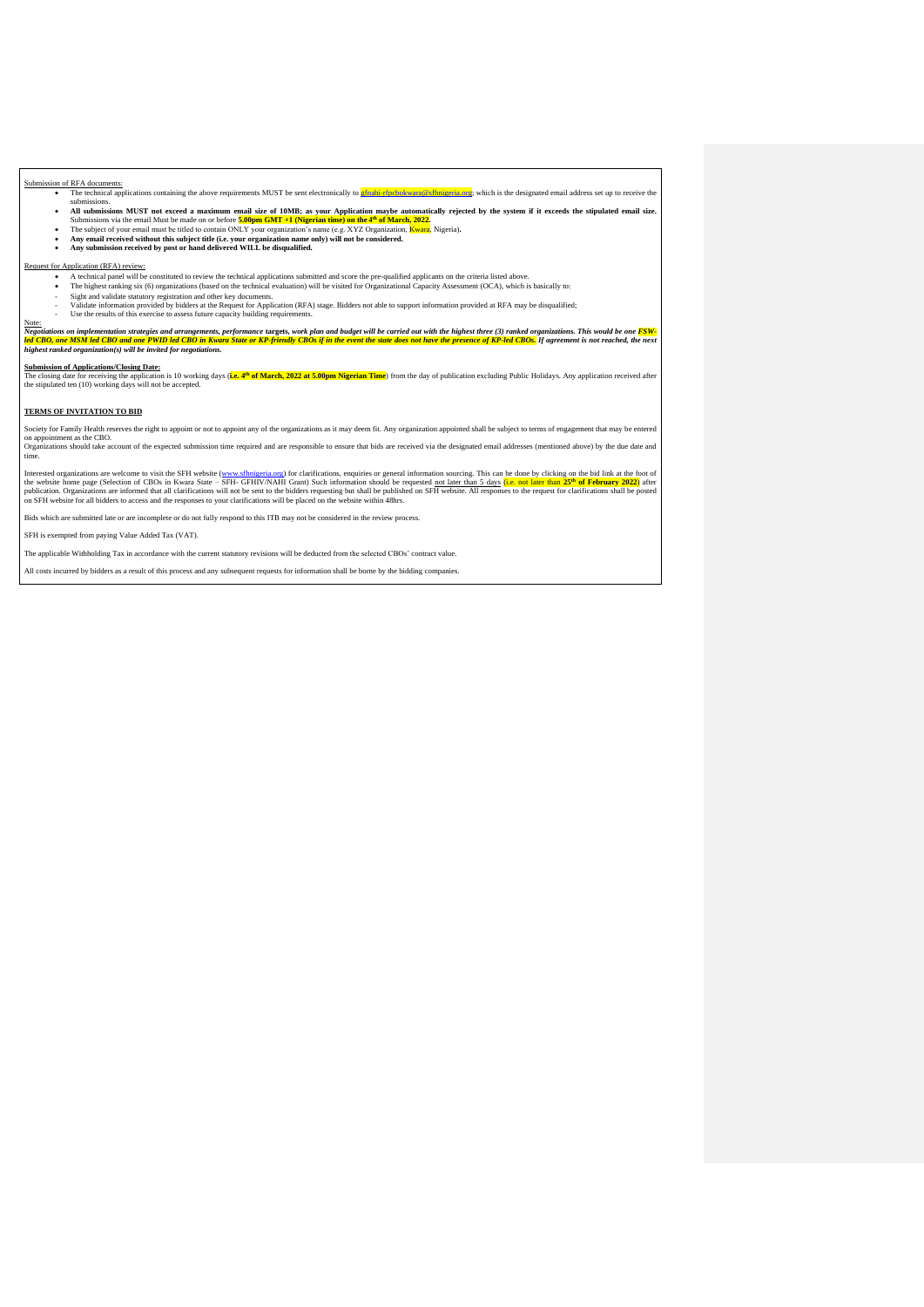Submission of RFA documents:

- The technical applications containing the above requirements MUST be sent electronically to gfnahi-rfpcbokwara@sfhnigeria.org; which is the designated email address set up to receive the submissions.
- **All submissions MUST not exceed a maximum email size of 10MB; as your Application maybe automatically rejected by the system if it exceeds the stipulated email size.** Submissions via the email Must be made on or before **5.00pm GMT +1 (Nigerian time) on the 4th of March, 2022.**
- The subject of your email must be titled to contain ONLY your organization's name (e.g. XYZ Organization, Kwara, Nigeria).
- **Any email received without this subject title (i.e. your organization name only) will not be considered.**
- **Any submission received by post or hand delivered WILL be disqualified.**

Request for Application (RFA) review:

- A technical panel will be constituted to review the technical applications submitted and score the pre-qualified applicants on the criteria listed above.
- The highest ranking six (6) organizations (based on the technical evaluation) will be visited for Organizational Capacity Assessment (OCA), which is basically to:
  - Sight and validate statutory registration and other key documents.
  - Validate information provided by bidders at the Request for Application (RFA) stage. Bidders not able to support information provided at RFA may be disqualified;
  - Use the results of this exercise to assess future capacity building requirements.

Note:
***Negotiations on implementation strategies and arrangements, performance targets, work plan and budget will be carried out with the highest three (3) ranked organizations. This would be one FSW-led CBO, one MSM led CBO and one PWID led CBO in Kwara State or KP-friendly CBOs if in the event the state does not have the presence of KP-led CBOs. If agreement is not reached, the next highest ranked organization(s) will be invited for negotiations.***

**Submission of Applications/Closing Date:**
The closing date for receiving the application is 10 working days (**i.e. 4th of March, 2022 at 5.00pm Nigerian Time**) from the day of publication excluding Public Holidays. Any application received after the stipulated ten (10) working days will not be accepted.

**TERMS OF INVITATION TO BID**

Society for Family Health reserves the right to appoint or not to appoint any of the organizations as it may deem fit. Any organization appointed shall be subject to terms of engagement that may be entered on appointment as the CBO.
Organizations should take account of the expected submission time required and are responsible to ensure that bids are received via the designated email addresses (mentioned above) by the due date and time.

Interested organizations are welcome to visit the SFH website (www.sfhnigeria.org) for clarifications, enquiries or general information sourcing. This can be done by clicking on the bid link at the foot of the website home page (Selection of CBOs in Kwara State – SFH- GFHIV/NAHI Grant) Such information should be requested not later than 5 days (i.e. not later than **25th of February 2022**) after publication. Organizations are informed that all clarifications will not be sent to the bidders requesting but shall be published on SFH website. All responses to the request for clarifications shall be posted on SFH website for all bidders to access and the responses to your clarifications will be placed on the website within 48hrs.

Bids which are submitted late or are incomplete or do not fully respond to this ITB may not be considered in the review process.

SFH is exempted from paying Value Added Tax (VAT).

The applicable Withholding Tax in accordance with the current statutory revisions will be deducted from the selected CBOs' contract value.

All costs incurred by bidders as a result of this process and any subsequent requests for information shall be borne by the bidding companies.